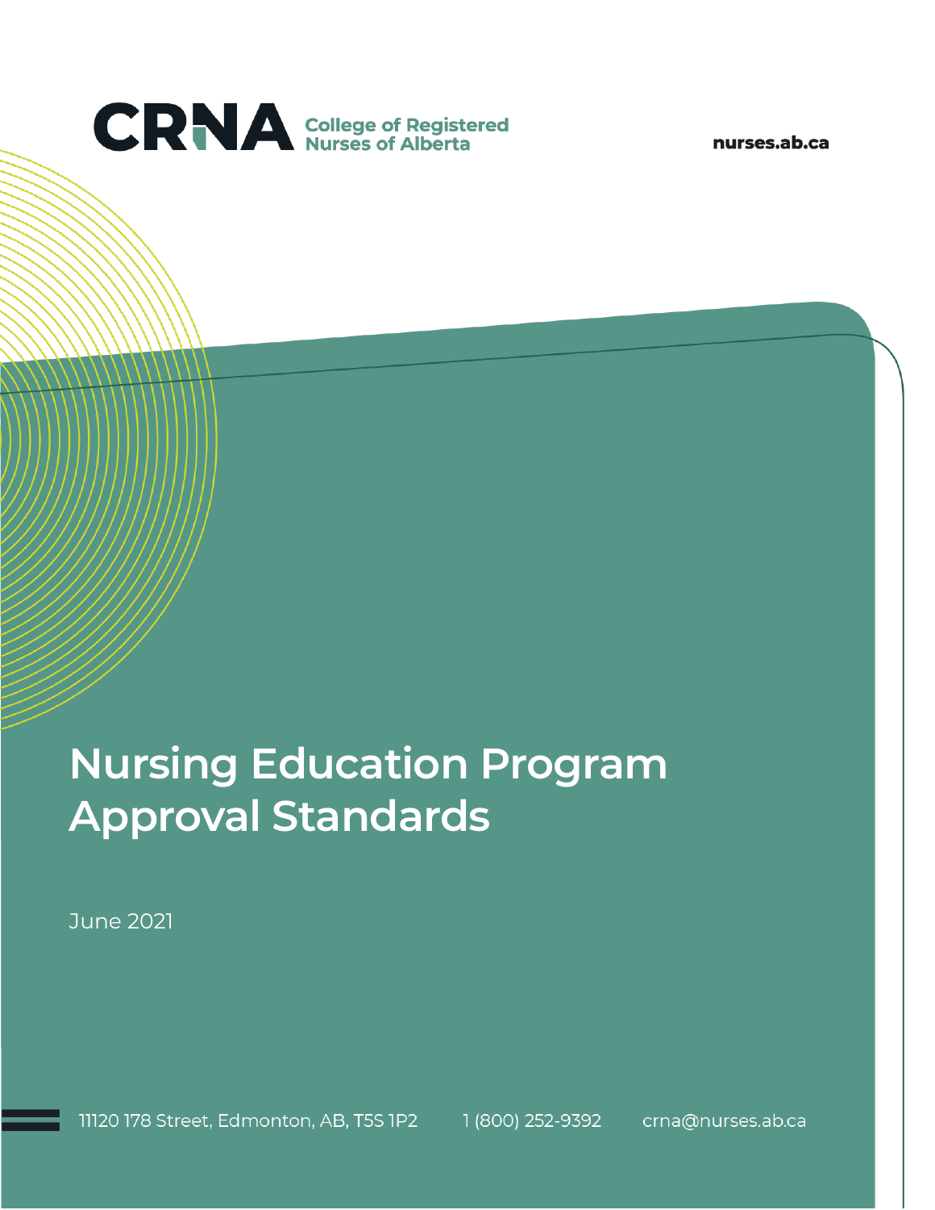CRNA College of Registered Nurses of Alberta

nurses.ab.ca

# Nursing Education Program Approval Standards

June 2021

11120 178 Street, Edmonton, AB, T5S 1P2    1 (800) 252-9392    crna@nurses.ab.ca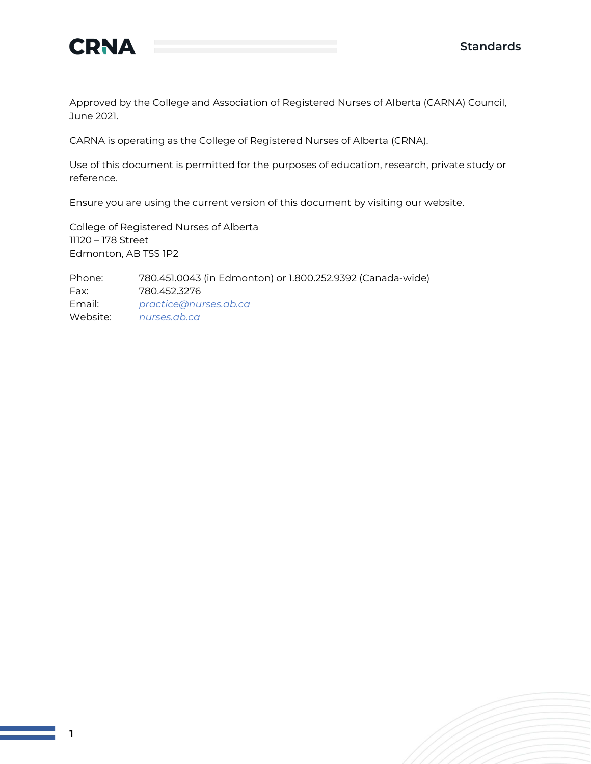Approved by the College and Association of Registered Nurses of Alberta (CARNA) Council, June 2021.

CARNA is operating as the College of Registered Nurses of Alberta (CRNA).

Use of this document is permitted for the purposes of education, research, private study or reference.

Ensure you are using the current version of this document by visiting our website.

College of Registered Nurses of Alberta
11120 – 178 Street
Edmonton, AB T5S 1P2

Phone: 780.451.0043 (in Edmonton) or 1.800.252.9392 (Canada-wide)
Fax: 780.452.3276
Email: *practice@nurses.ab.ca*
Website: *nurses.ab.ca*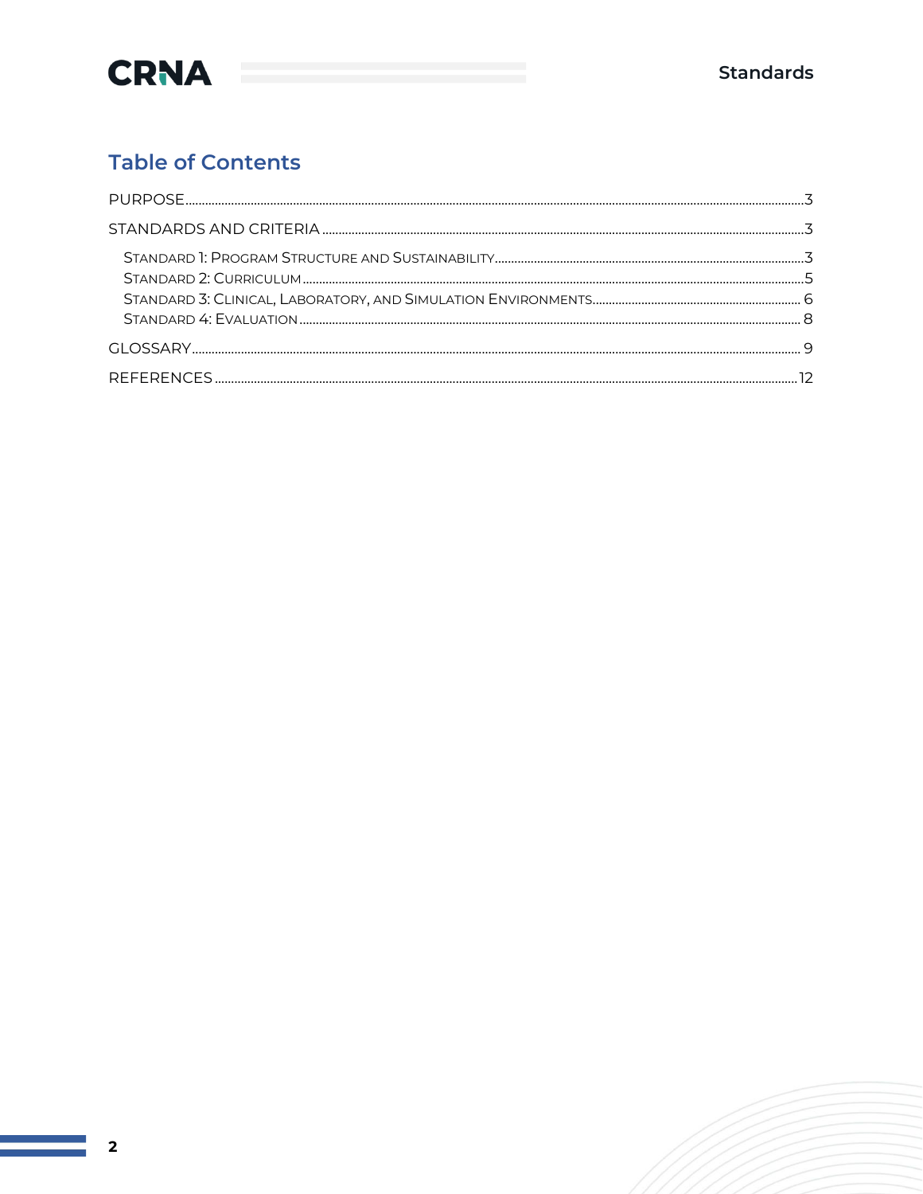## Table of Contents

PURPOSE ... 3

STANDARDS AND CRITERIA ... 3

- Standard 1: Program Structure and Sustainability ... 3
- Standard 2: Curriculum ... 5
- Standard 3: Clinical, Laboratory, and Simulation Environments ... 6
- Standard 4: Evaluation ... 8

GLOSSARY ... 9

REFERENCES ... 12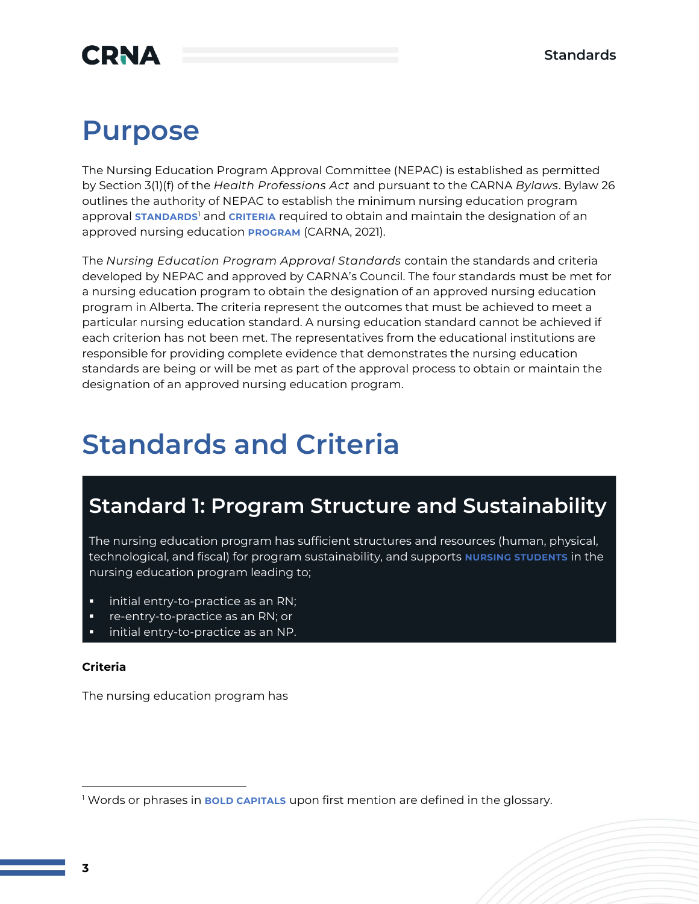# Purpose

The Nursing Education Program Approval Committee (NEPAC) is established as permitted by Section 3(1)(f) of the *Health Professions Act* and pursuant to the CARNA *Bylaws*. Bylaw 26 outlines the authority of NEPAC to establish the minimum nursing education program approval **STANDARDS**[1] and **CRITERIA** required to obtain and maintain the designation of an approved nursing education **PROGRAM** (CARNA, 2021).

The *Nursing Education Program Approval Standards* contain the standards and criteria developed by NEPAC and approved by CARNA's Council. The four standards must be met for a nursing education program to obtain the designation of an approved nursing education program in Alberta. The criteria represent the outcomes that must be achieved to meet a particular nursing education standard. A nursing education standard cannot be achieved if each criterion has not been met. The representatives from the educational institutions are responsible for providing complete evidence that demonstrates the nursing education standards are being or will be met as part of the approval process to obtain or maintain the designation of an approved nursing education program.

# Standards and Criteria

## Standard 1: Program Structure and Sustainability

The nursing education program has sufficient structures and resources (human, physical, technological, and fiscal) for program sustainability, and supports **NURSING STUDENTS** in the nursing education program leading to;

- initial entry-to-practice as an RN;
- re-entry-to-practice as an RN; or
- initial entry-to-practice as an NP.

**Criteria**

The nursing education program has

[1] Words or phrases in **BOLD CAPITALS** upon first mention are defined in the glossary.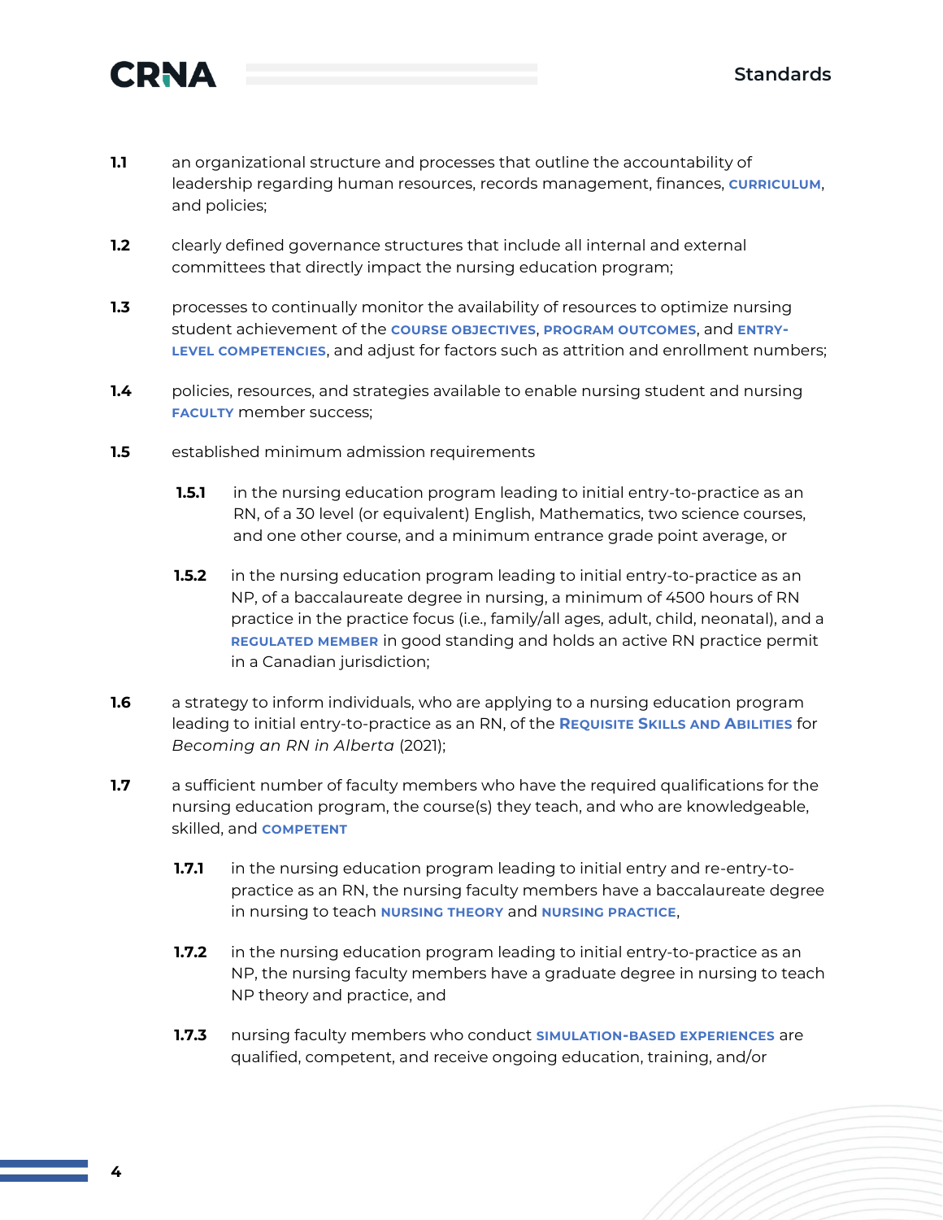**1.1** an organizational structure and processes that outline the accountability of leadership regarding human resources, records management, finances, **CURRICULUM**, and policies;

**1.2** clearly defined governance structures that include all internal and external committees that directly impact the nursing education program;

**1.3** processes to continually monitor the availability of resources to optimize nursing student achievement of the **COURSE OBJECTIVES**, **PROGRAM OUTCOMES**, and **ENTRY-LEVEL COMPETENCIES**, and adjust for factors such as attrition and enrollment numbers;

**1.4** policies, resources, and strategies available to enable nursing student and nursing **FACULTY** member success;

**1.5** established minimum admission requirements

- **1.5.1** in the nursing education program leading to initial entry-to-practice as an RN, of a 30 level (or equivalent) English, Mathematics, two science courses, and one other course, and a minimum entrance grade point average, or

- **1.5.2** in the nursing education program leading to initial entry-to-practice as an NP, of a baccalaureate degree in nursing, a minimum of 4500 hours of RN practice in the practice focus (i.e., family/all ages, adult, child, neonatal), and a **REGULATED MEMBER** in good standing and holds an active RN practice permit in a Canadian jurisdiction;

**1.6** a strategy to inform individuals, who are applying to a nursing education program leading to initial entry-to-practice as an RN, of the **REQUISITE SKILLS AND ABILITIES** for *Becoming an RN in Alberta* (2021);

**1.7** a sufficient number of faculty members who have the required qualifications for the nursing education program, the course(s) they teach, and who are knowledgeable, skilled, and **COMPETENT**

- **1.7.1** in the nursing education program leading to initial entry and re-entry-to-practice as an RN, the nursing faculty members have a baccalaureate degree in nursing to teach **NURSING THEORY** and **NURSING PRACTICE**,

- **1.7.2** in the nursing education program leading to initial entry-to-practice as an NP, the nursing faculty members have a graduate degree in nursing to teach NP theory and practice, and

- **1.7.3** nursing faculty members who conduct **SIMULATION-BASED EXPERIENCES** are qualified, competent, and receive ongoing education, training, and/or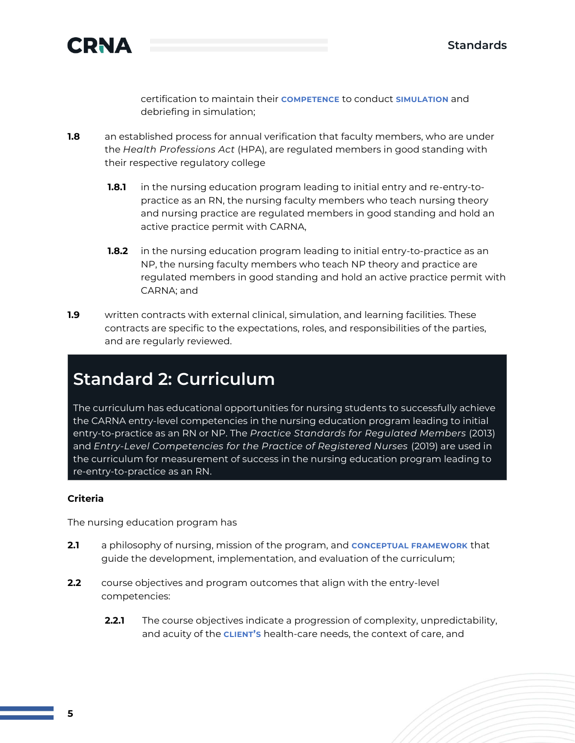certification to maintain their **COMPETENCE** to conduct **SIMULATION** and debriefing in simulation;

**1.8** an established process for annual verification that faculty members, who are under the *Health Professions Act* (HPA), are regulated members in good standing with their respective regulatory college

- **1.8.1** in the nursing education program leading to initial entry and re-entry-to-practice as an RN, the nursing faculty members who teach nursing theory and nursing practice are regulated members in good standing and hold an active practice permit with CARNA,

- **1.8.2** in the nursing education program leading to initial entry-to-practice as an NP, the nursing faculty members who teach NP theory and practice are regulated members in good standing and hold an active practice permit with CARNA; and

**1.9** written contracts with external clinical, simulation, and learning facilities. These contracts are specific to the expectations, roles, and responsibilities of the parties, and are regularly reviewed.

## Standard 2: Curriculum

The curriculum has educational opportunities for nursing students to successfully achieve the CARNA entry-level competencies in the nursing education program leading to initial entry-to-practice as an RN or NP. The *Practice Standards for Regulated Members* (2013) and *Entry-Level Competencies for the Practice of Registered Nurses* (2019) are used in the curriculum for measurement of success in the nursing education program leading to re-entry-to-practice as an RN.

**Criteria**

The nursing education program has

**2.1** a philosophy of nursing, mission of the program, and **CONCEPTUAL FRAMEWORK** that guide the development, implementation, and evaluation of the curriculum;

**2.2** course objectives and program outcomes that align with the entry-level competencies:

- **2.2.1** The course objectives indicate a progression of complexity, unpredictability, and acuity of the **CLIENT'S** health-care needs, the context of care, and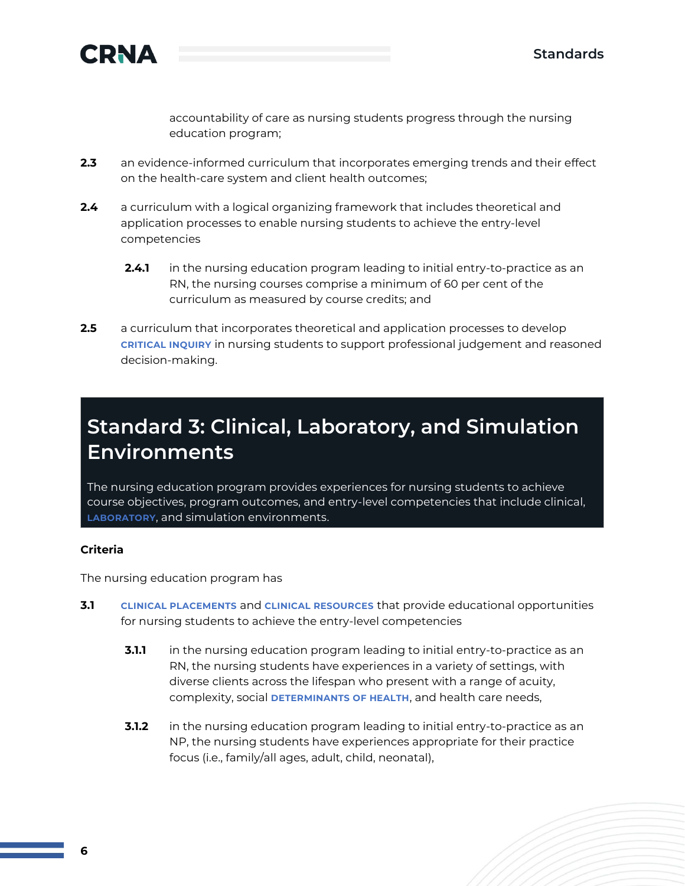accountability of care as nursing students progress through the nursing education program;

**2.3** an evidence-informed curriculum that incorporates emerging trends and their effect on the health-care system and client health outcomes;

**2.4** a curriculum with a logical organizing framework that includes theoretical and application processes to enable nursing students to achieve the entry-level competencies

> **2.4.1** in the nursing education program leading to initial entry-to-practice as an RN, the nursing courses comprise a minimum of 60 per cent of the curriculum as measured by course credits; and

**2.5** a curriculum that incorporates theoretical and application processes to develop CRITICAL INQUIRY in nursing students to support professional judgement and reasoned decision-making.

## Standard 3: Clinical, Laboratory, and Simulation Environments

The nursing education program provides experiences for nursing students to achieve course objectives, program outcomes, and entry-level competencies that include clinical, LABORATORY, and simulation environments.

**Criteria**

The nursing education program has

**3.1** CLINICAL PLACEMENTS and CLINICAL RESOURCES that provide educational opportunities for nursing students to achieve the entry-level competencies

> **3.1.1** in the nursing education program leading to initial entry-to-practice as an RN, the nursing students have experiences in a variety of settings, with diverse clients across the lifespan who present with a range of acuity, complexity, social DETERMINANTS OF HEALTH, and health care needs,
>
> **3.1.2** in the nursing education program leading to initial entry-to-practice as an NP, the nursing students have experiences appropriate for their practice focus (i.e., family/all ages, adult, child, neonatal),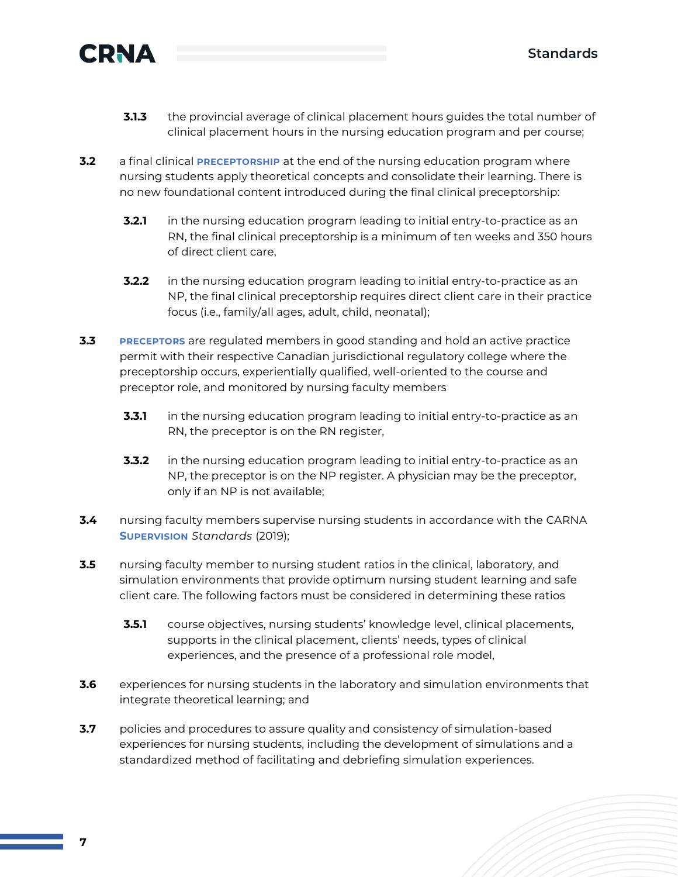- **3.1.3** the provincial average of clinical placement hours guides the total number of clinical placement hours in the nursing education program and per course;

**3.2** a final clinical **PRECEPTORSHIP** at the end of the nursing education program where nursing students apply theoretical concepts and consolidate their learning. There is no new foundational content introduced during the final clinical preceptorship:

- **3.2.1** in the nursing education program leading to initial entry-to-practice as an RN, the final clinical preceptorship is a minimum of ten weeks and 350 hours of direct client care,
- **3.2.2** in the nursing education program leading to initial entry-to-practice as an NP, the final clinical preceptorship requires direct client care in their practice focus (i.e., family/all ages, adult, child, neonatal);

**3.3** **PRECEPTORS** are regulated members in good standing and hold an active practice permit with their respective Canadian jurisdictional regulatory college where the preceptorship occurs, experientially qualified, well-oriented to the course and preceptor role, and monitored by nursing faculty members

- **3.3.1** in the nursing education program leading to initial entry-to-practice as an RN, the preceptor is on the RN register,
- **3.3.2** in the nursing education program leading to initial entry-to-practice as an NP, the preceptor is on the NP register. A physician may be the preceptor, only if an NP is not available;

**3.4** nursing faculty members supervise nursing students in accordance with the CARNA **SUPERVISION** *Standards* (2019);

**3.5** nursing faculty member to nursing student ratios in the clinical, laboratory, and simulation environments that provide optimum nursing student learning and safe client care. The following factors must be considered in determining these ratios

- **3.5.1** course objectives, nursing students' knowledge level, clinical placements, supports in the clinical placement, clients' needs, types of clinical experiences, and the presence of a professional role model,

**3.6** experiences for nursing students in the laboratory and simulation environments that integrate theoretical learning; and

**3.7** policies and procedures to assure quality and consistency of simulation-based experiences for nursing students, including the development of simulations and a standardized method of facilitating and debriefing simulation experiences.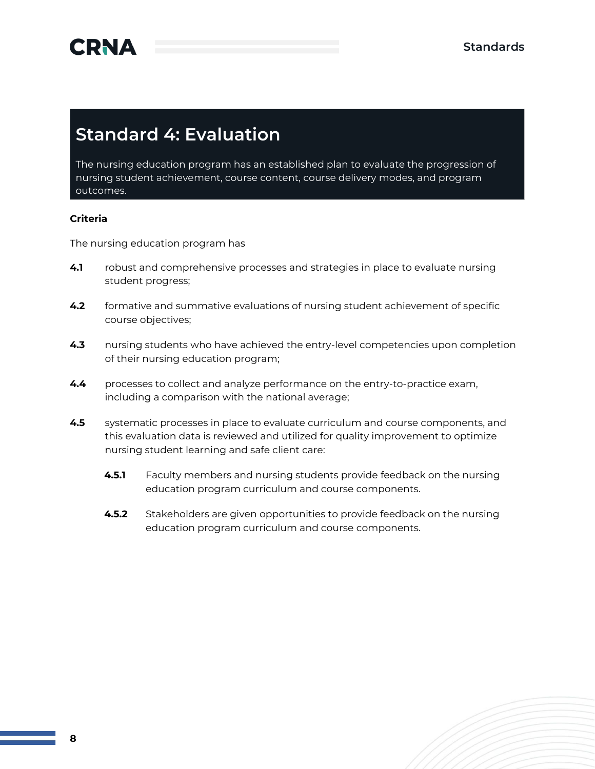## Standard 4: Evaluation

The nursing education program has an established plan to evaluate the progression of nursing student achievement, course content, course delivery modes, and program outcomes.

**Criteria**

The nursing education program has

**4.1** robust and comprehensive processes and strategies in place to evaluate nursing student progress;

**4.2** formative and summative evaluations of nursing student achievement of specific course objectives;

**4.3** nursing students who have achieved the entry-level competencies upon completion of their nursing education program;

**4.4** processes to collect and analyze performance on the entry-to-practice exam, including a comparison with the national average;

**4.5** systematic processes in place to evaluate curriculum and course components, and this evaluation data is reviewed and utilized for quality improvement to optimize nursing student learning and safe client care:

- **4.5.1** Faculty members and nursing students provide feedback on the nursing education program curriculum and course components.

- **4.5.2** Stakeholders are given opportunities to provide feedback on the nursing education program curriculum and course components.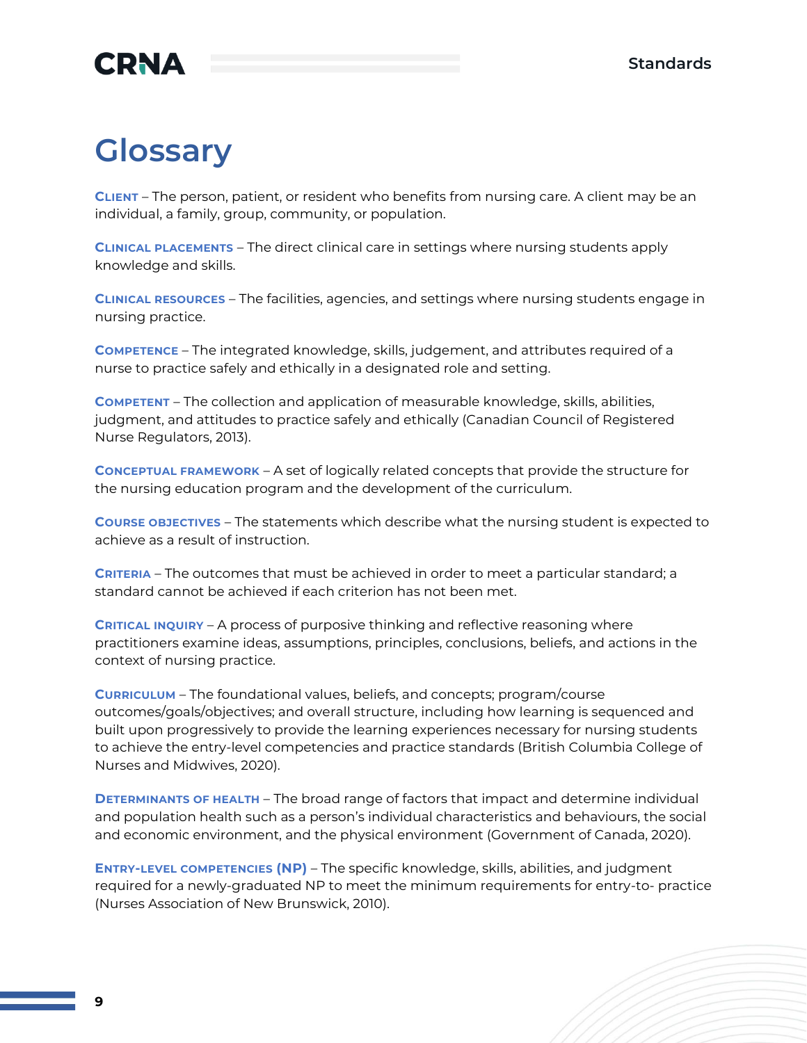# Glossary

**Client** – The person, patient, or resident who benefits from nursing care. A client may be an individual, a family, group, community, or population.

**Clinical placements** – The direct clinical care in settings where nursing students apply knowledge and skills.

**Clinical resources** – The facilities, agencies, and settings where nursing students engage in nursing practice.

**Competence** – The integrated knowledge, skills, judgement, and attributes required of a nurse to practice safely and ethically in a designated role and setting.

**Competent** – The collection and application of measurable knowledge, skills, abilities, judgment, and attitudes to practice safely and ethically (Canadian Council of Registered Nurse Regulators, 2013).

**Conceptual framework** – A set of logically related concepts that provide the structure for the nursing education program and the development of the curriculum.

**Course objectives** – The statements which describe what the nursing student is expected to achieve as a result of instruction.

**Criteria** – The outcomes that must be achieved in order to meet a particular standard; a standard cannot be achieved if each criterion has not been met.

**Critical inquiry** – A process of purposive thinking and reflective reasoning where practitioners examine ideas, assumptions, principles, conclusions, beliefs, and actions in the context of nursing practice.

**Curriculum** – The foundational values, beliefs, and concepts; program/course outcomes/goals/objectives; and overall structure, including how learning is sequenced and built upon progressively to provide the learning experiences necessary for nursing students to achieve the entry-level competencies and practice standards (British Columbia College of Nurses and Midwives, 2020).

**Determinants of health** – The broad range of factors that impact and determine individual and population health such as a person's individual characteristics and behaviours, the social and economic environment, and the physical environment (Government of Canada, 2020).

**Entry-level competencies (NP)** – The specific knowledge, skills, abilities, and judgment required for a newly-graduated NP to meet the minimum requirements for entry-to- practice (Nurses Association of New Brunswick, 2010).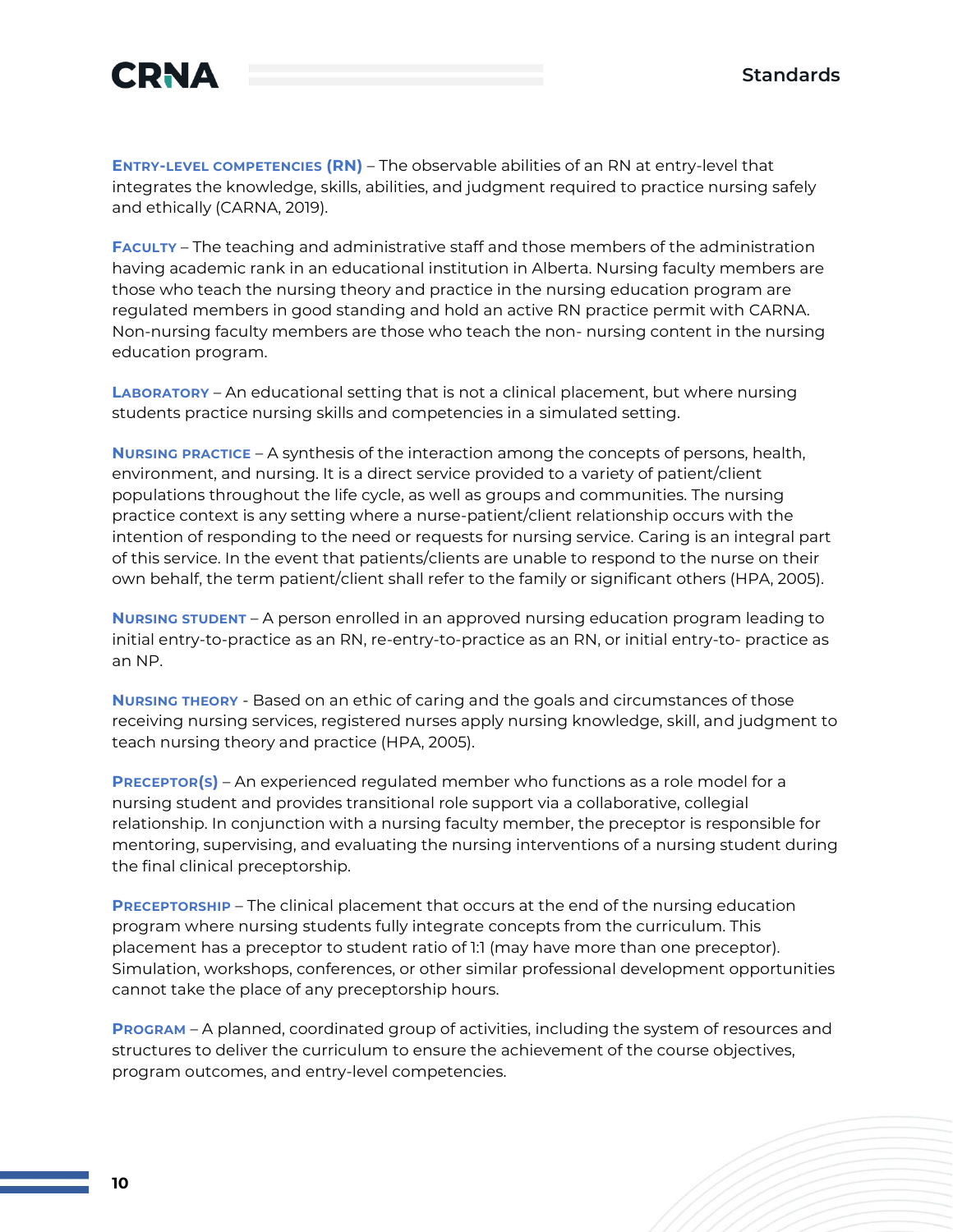**Entry-level competencies (RN)** – The observable abilities of an RN at entry-level that integrates the knowledge, skills, abilities, and judgment required to practice nursing safely and ethically (CARNA, 2019).

**Faculty** – The teaching and administrative staff and those members of the administration having academic rank in an educational institution in Alberta. Nursing faculty members are those who teach the nursing theory and practice in the nursing education program are regulated members in good standing and hold an active RN practice permit with CARNA. Non-nursing faculty members are those who teach the non- nursing content in the nursing education program.

**Laboratory** – An educational setting that is not a clinical placement, but where nursing students practice nursing skills and competencies in a simulated setting.

**Nursing practice** – A synthesis of the interaction among the concepts of persons, health, environment, and nursing. It is a direct service provided to a variety of patient/client populations throughout the life cycle, as well as groups and communities. The nursing practice context is any setting where a nurse-patient/client relationship occurs with the intention of responding to the need or requests for nursing service. Caring is an integral part of this service. In the event that patients/clients are unable to respond to the nurse on their own behalf, the term patient/client shall refer to the family or significant others (HPA, 2005).

**Nursing student** – A person enrolled in an approved nursing education program leading to initial entry-to-practice as an RN, re-entry-to-practice as an RN, or initial entry-to- practice as an NP.

**Nursing theory** - Based on an ethic of caring and the goals and circumstances of those receiving nursing services, registered nurses apply nursing knowledge, skill, and judgment to teach nursing theory and practice (HPA, 2005).

**Preceptor(s)** – An experienced regulated member who functions as a role model for a nursing student and provides transitional role support via a collaborative, collegial relationship. In conjunction with a nursing faculty member, the preceptor is responsible for mentoring, supervising, and evaluating the nursing interventions of a nursing student during the final clinical preceptorship.

**Preceptorship** – The clinical placement that occurs at the end of the nursing education program where nursing students fully integrate concepts from the curriculum. This placement has a preceptor to student ratio of 1:1 (may have more than one preceptor). Simulation, workshops, conferences, or other similar professional development opportunities cannot take the place of any preceptorship hours.

**Program** – A planned, coordinated group of activities, including the system of resources and structures to deliver the curriculum to ensure the achievement of the course objectives, program outcomes, and entry-level competencies.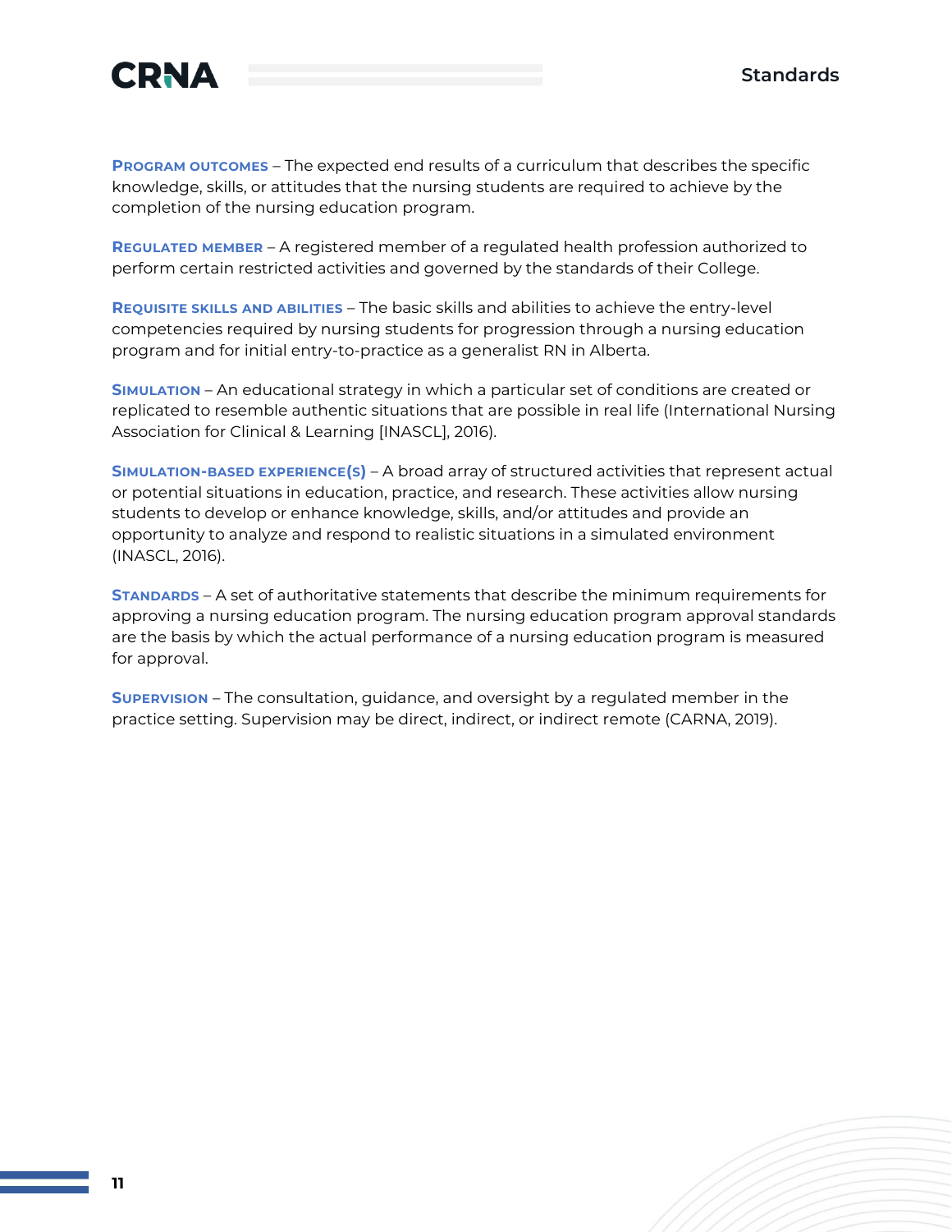**Program outcomes** – The expected end results of a curriculum that describes the specific knowledge, skills, or attitudes that the nursing students are required to achieve by the completion of the nursing education program.

**Regulated member** – A registered member of a regulated health profession authorized to perform certain restricted activities and governed by the standards of their College.

**Requisite skills and abilities** – The basic skills and abilities to achieve the entry-level competencies required by nursing students for progression through a nursing education program and for initial entry-to-practice as a generalist RN in Alberta.

**Simulation** – An educational strategy in which a particular set of conditions are created or replicated to resemble authentic situations that are possible in real life (International Nursing Association for Clinical & Learning [INASCL], 2016).

**Simulation-based experience(s)** – A broad array of structured activities that represent actual or potential situations in education, practice, and research. These activities allow nursing students to develop or enhance knowledge, skills, and/or attitudes and provide an opportunity to analyze and respond to realistic situations in a simulated environment (INASCL, 2016).

**Standards** – A set of authoritative statements that describe the minimum requirements for approving a nursing education program. The nursing education program approval standards are the basis by which the actual performance of a nursing education program is measured for approval.

**Supervision** – The consultation, guidance, and oversight by a regulated member in the practice setting. Supervision may be direct, indirect, or indirect remote (CARNA, 2019).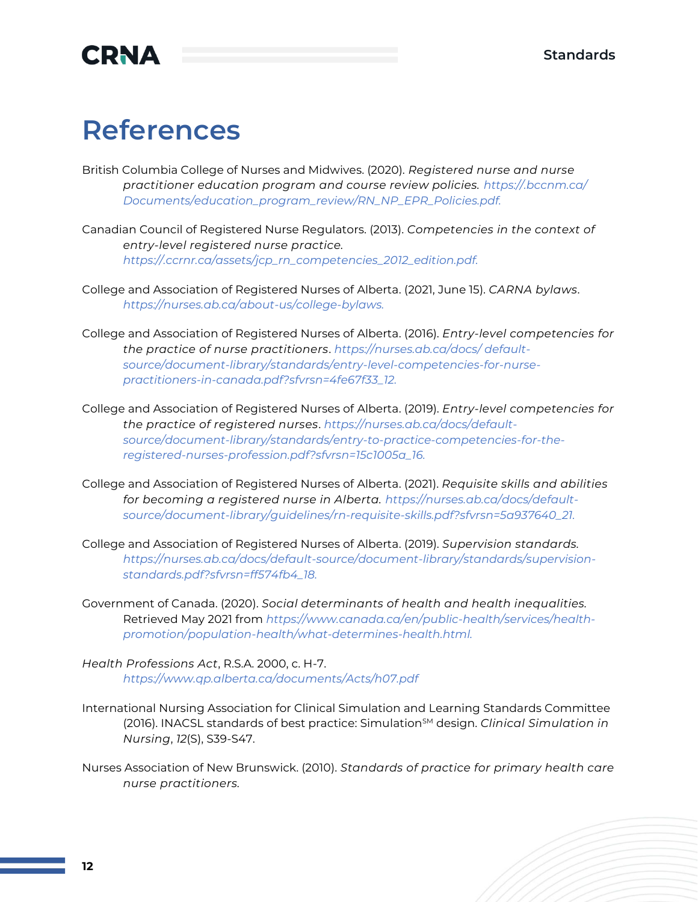# References

British Columbia College of Nurses and Midwives. (2020). *Registered nurse and nurse practitioner education program and course review policies.* https://.bccnm.ca/Documents/education_program_review/RN_NP_EPR_Policies.pdf.

Canadian Council of Registered Nurse Regulators. (2013). *Competencies in the context of entry-level registered nurse practice.* https://.ccrnr.ca/assets/jcp_rn_competencies_2012_edition.pdf.

College and Association of Registered Nurses of Alberta. (2021, June 15). *CARNA bylaws*. https://nurses.ab.ca/about-us/college-bylaws.

College and Association of Registered Nurses of Alberta. (2016). *Entry-level competencies for the practice of nurse practitioners*. https://nurses.ab.ca/docs/ default-source/document-library/standards/entry-level-competencies-for-nurse-practitioners-in-canada.pdf?sfvrsn=4fe67f33_12.

College and Association of Registered Nurses of Alberta. (2019). *Entry-level competencies for the practice of registered nurses*. https://nurses.ab.ca/docs/default-source/document-library/standards/entry-to-practice-competencies-for-the-registered-nurses-profession.pdf?sfvrsn=15c1005a_16.

College and Association of Registered Nurses of Alberta. (2021). *Requisite skills and abilities for becoming a registered nurse in Alberta.* https://nurses.ab.ca/docs/default-source/document-library/guidelines/rn-requisite-skills.pdf?sfvrsn=5a937640_21.

College and Association of Registered Nurses of Alberta. (2019). *Supervision standards.* https://nurses.ab.ca/docs/default-source/document-library/standards/supervision-standards.pdf?sfvrsn=ff574fb4_18.

Government of Canada. (2020). *Social determinants of health and health inequalities.* Retrieved May 2021 from https://www.canada.ca/en/public-health/services/health-promotion/population-health/what-determines-health.html.

*Health Professions Act*, R.S.A. 2000, c. H-7. https://www.qp.alberta.ca/documents/Acts/h07.pdf

International Nursing Association for Clinical Simulation and Learning Standards Committee (2016). INACSL standards of best practice: Simulation℠ design. *Clinical Simulation in Nursing*, *12*(S), S39-S47.

Nurses Association of New Brunswick. (2010). *Standards of practice for primary health care nurse practitioners.*